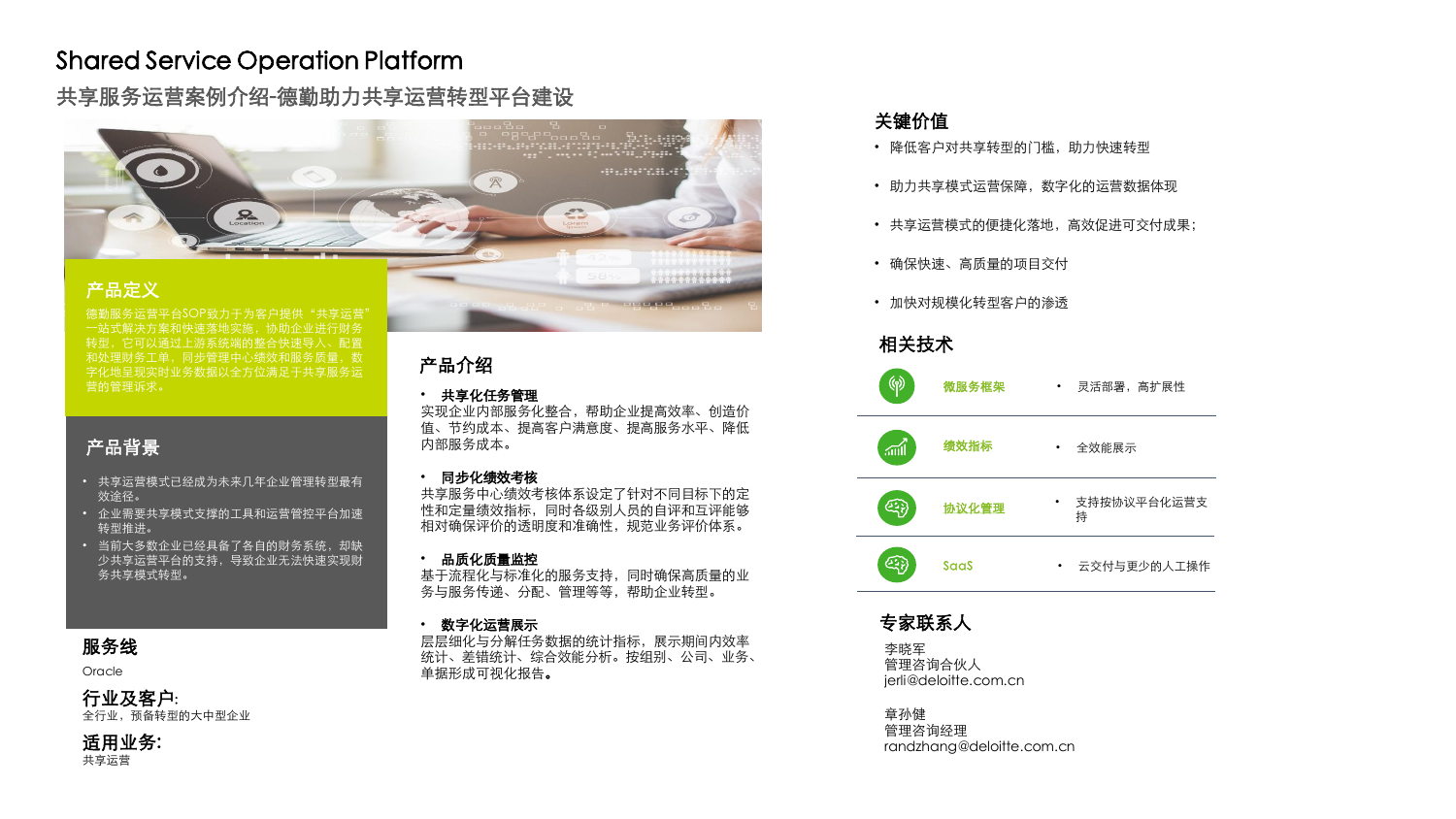# Shared Service Operation Platform

## 共享服务运营案例介绍-德勤助力共享运营转型平台建设

### 产品定义

德勤服务运营平台SOP致力于为客户提供“共享运营”一站式解决方案和快速落地实施，协助企业进行财务转型，它可以通过上游系统端的整合快速导入、配置和处理财务工单，同步管理中心绩效和服务质量，数字化地呈现实时业务数据以全方位满足于共享服务运营的管理诉求。

### 产品背景

- 共享运营模式已经成为未来几年企业管理转型最有效途径。
- 企业需要共享模式支撑的工具和运营管控平台加速转型推进。
- 当前大多数企业已经具备了各自的财务系统，却缺少共享运营平台的支持，导致企业无法快速实现财务共享模式转型。

### 服务线

Oracle

### 行业及客户:

全行业，预备转型的大中型企业

### 适用业务:

共享运营

### 产品介绍

- **共享化任务管理**

实现企业内部服务化整合，帮助企业提高效率、创造价值、节约成本、提高客户满意度、提高服务水平、降低内部服务成本。

- **同步化绩效考核**

共享服务中心绩效考核体系设定了针对不同目标下的定性和定量绩效指标，同时各级别人员的自评和互评能够相对确保评价的透明度和准确性，规范业务评价体系。

- **品质化质量监控**

基于流程化与标准化的服务支持，同时确保高质量的业务与服务传递、分配、管理等等，帮助企业转型。

- **数字化运营展示**

层层细化与分解任务数据的统计指标，展示期间内效率统计、差错统计、综合效能分析。按组别、公司、业务、单据形成可视化报告。

### 关键价值

- 降低客户对共享转型的门槛，助力快速转型
- 助力共享模式运营保障，数字化的运营数据体现
- 共享运营模式的便捷化落地，高效促进可交付成果；
- 确保快速、高质量的项目交付
- 加快对规模化转型客户的渗透

### 相关技术

| 技术 | 说明 |
| --- | --- |
| 微服务框架 | 灵活部署，高扩展性 |
| 绩效指标 | 全效能展示 |
| 协议化管理 | 支持按协议平台化运营支持 |
| SaaS | 云交付与更少的人工操作 |

### 专家联系人

李晓军
管理咨询合伙人
jerli@deloitte.com.cn

章孙健
管理咨询经理
randzhang@deloitte.com.cn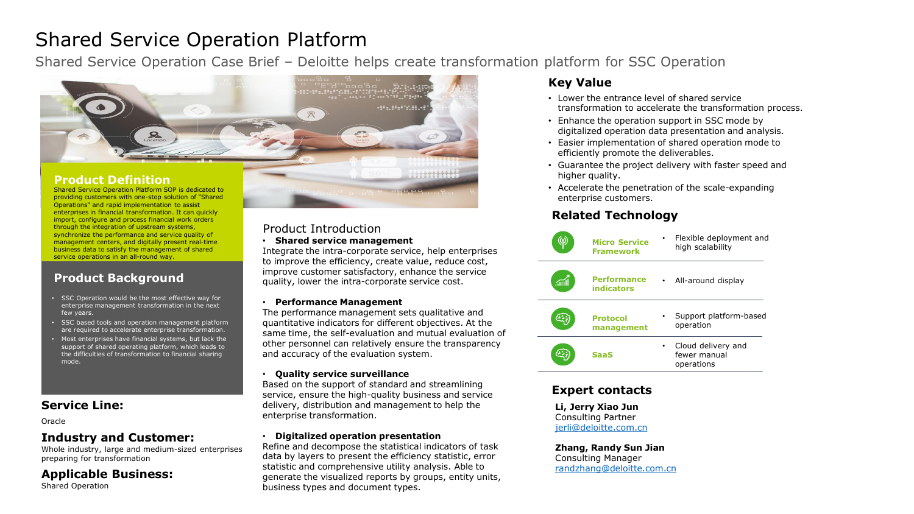# Shared Service Operation Platform

Shared Service Operation Case Brief – Deloitte helps create transformation platform for SSC Operation

## Product Definition

Shared Service Operation Platform SOP is dedicated to providing customers with one-stop solution of "Shared Operations" and rapid implementation to assist enterprises in financial transformation. It can quickly import, configure and process financial work orders through the integration of upstream systems, synchronize the performance and service quality of management centers, and digitally present real-time business data to satisfy the management of shared service operations in an all-round way.

## Product Background

- SSC Operation would be the most effective way for enterprise management transformation in the next few years.
- SSC based tools and operation management platform are required to accelerate enterprise transformation.
- Most enterprises have financial systems, but lack the support of shared operating platform, which leads to the difficulties of transformation to financial sharing mode.

## Service Line:

Oracle

## Industry and Customer:

Whole industry, large and medium-sized enterprises preparing for transformation

## Applicable Business:

Shared Operation

## Product Introduction

- **Shared service management**

Integrate the intra-corporate service, help enterprises to improve the efficiency, create value, reduce cost, improve customer satisfactory, enhance the service quality, lower the intra-corporate service cost.

- **Performance Management**

The performance management sets qualitative and quantitative indicators for different objectives. At the same time, the self-evaluation and mutual evaluation of other personnel can relatively ensure the transparency and accuracy of the evaluation system.

- **Quality service surveillance**

Based on the support of standard and streamlining service, ensure the high-quality business and service delivery, distribution and management to help the enterprise transformation.

- **Digitalized operation presentation**

Refine and decompose the statistical indicators of task data by layers to present the efficiency statistic, error statistic and comprehensive utility analysis. Able to generate the visualized reports by groups, entity units, business types and document types.

## Key Value

- Lower the entrance level of shared service transformation to accelerate the transformation process.
- Enhance the operation support in SSC mode by digitalized operation data presentation and analysis.
- Easier implementation of shared operation mode to efficiently promote the deliverables.
- Guarantee the project delivery with faster speed and higher quality.
- Accelerate the penetration of the scale-expanding enterprise customers.

## Related Technology

| | |
|---|---|
| **Micro Service Framework** | • Flexible deployment and high scalability |
| **Performance indicators** | • All-around display |
| **Protocol management** | • Support platform-based operation |
| **SaaS** | • Cloud delivery and fewer manual operations |

## Expert contacts

**Li, Jerry Xiao Jun**
Consulting Partner
jerli@deloitte.com.cn

**Zhang, Randy Sun Jian**
Consulting Manager
randzhang@deloitte.com.cn